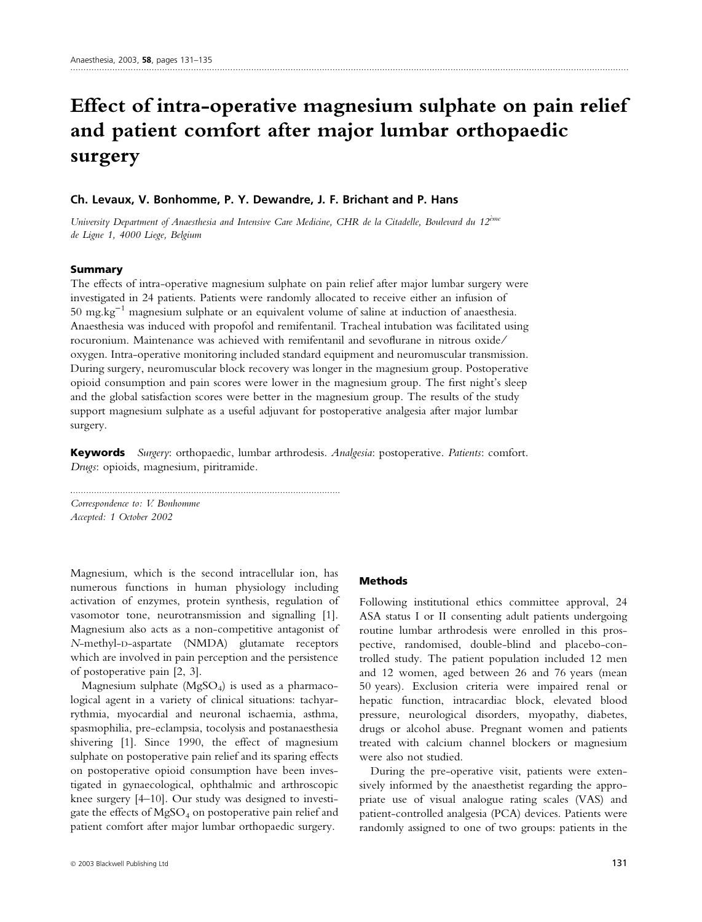# Effect of intra-operative magnesium sulphate on pain relief and patient comfort after major lumbar orthopaedic surgery

**Ch. Levaux, V. Bonhomme, P. Y. Dewandre, J. F. Brichant and P. Hans**

*University Department of Anaesthesia and Intensive Care Medicine, CHR de la Citadelle, Boulevard du 12ème de Ligne 1, 4000 Liege, Belgium*

## Summary

The effects of intra-operative magnesium sulphate on pain relief after major lumbar surgery were investigated in 24 patients. Patients were randomly allocated to receive either an infusion of 50 $mg.kg^{-1}$ magnesium sulphate or an equivalent volume of saline at induction of anaesthesia. Anaesthesia was induced with propofol and remifentanil. Tracheal intubation was facilitated using rocuronium. Maintenance was achieved with remifentanil and sevoflurane in nitrous oxide/oxygen. Intra-operative monitoring included standard equipment and neuromuscular transmission. During surgery, neuromuscular block recovery was longer in the magnesium group. Postoperative opioid consumption and pain scores were lower in the magnesium group. The first night's sleep and the global satisfaction scores were better in the magnesium group. The results of the study support magnesium sulphate as a useful adjuvant for postoperative analgesia after major lumbar surgery.

**Keywords** *Surgery*: orthopaedic, lumbar arthrodesis. *Analgesia*: postoperative. *Patients*: comfort. *Drugs*: opioids, magnesium, piritramide.

*Correspondence to: V. Bonhomme*
*Accepted: 1 October 2002*

Magnesium, which is the second intracellular ion, has numerous functions in human physiology including activation of enzymes, protein synthesis, regulation of vasomotor tone, neurotransmission and signalling [1]. Magnesium also acts as a non-competitive antagonist of *N*-methyl-D-aspartate (NMDA) glutamate receptors which are involved in pain perception and the persistence of postoperative pain [2, 3].

Magnesium sulphate ($MgSO_4$) is used as a pharmacological agent in a variety of clinical situations: tachyarrythmia, myocardial and neuronal ischaemia, asthma, spasmophilia, pre-eclampsia, tocolysis and postanaesthesia shivering [1]. Since 1990, the effect of magnesium sulphate on postoperative pain relief and its sparing effects on postoperative opioid consumption have been investigated in gynaecological, ophthalmic and arthroscopic knee surgery [4–10]. Our study was designed to investigate the effects of $MgSO_4$ on postoperative pain relief and patient comfort after major lumbar orthopaedic surgery.

## Methods

Following institutional ethics committee approval, 24 ASA status I or II consenting adult patients undergoing routine lumbar arthrodesis were enrolled in this prospective, randomised, double-blind and placebo-controlled study. The patient population included 12 men and 12 women, aged between 26 and 76 years (mean 50 years). Exclusion criteria were impaired renal or hepatic function, intracardiac block, elevated blood pressure, neurological disorders, myopathy, diabetes, drugs or alcohol abuse. Pregnant women and patients treated with calcium channel blockers or magnesium were also not studied.

During the pre-operative visit, patients were extensively informed by the anaesthetist regarding the appropriate use of visual analogue rating scales (VAS) and patient-controlled analgesia (PCA) devices. Patients were randomly assigned to one of two groups: patients in the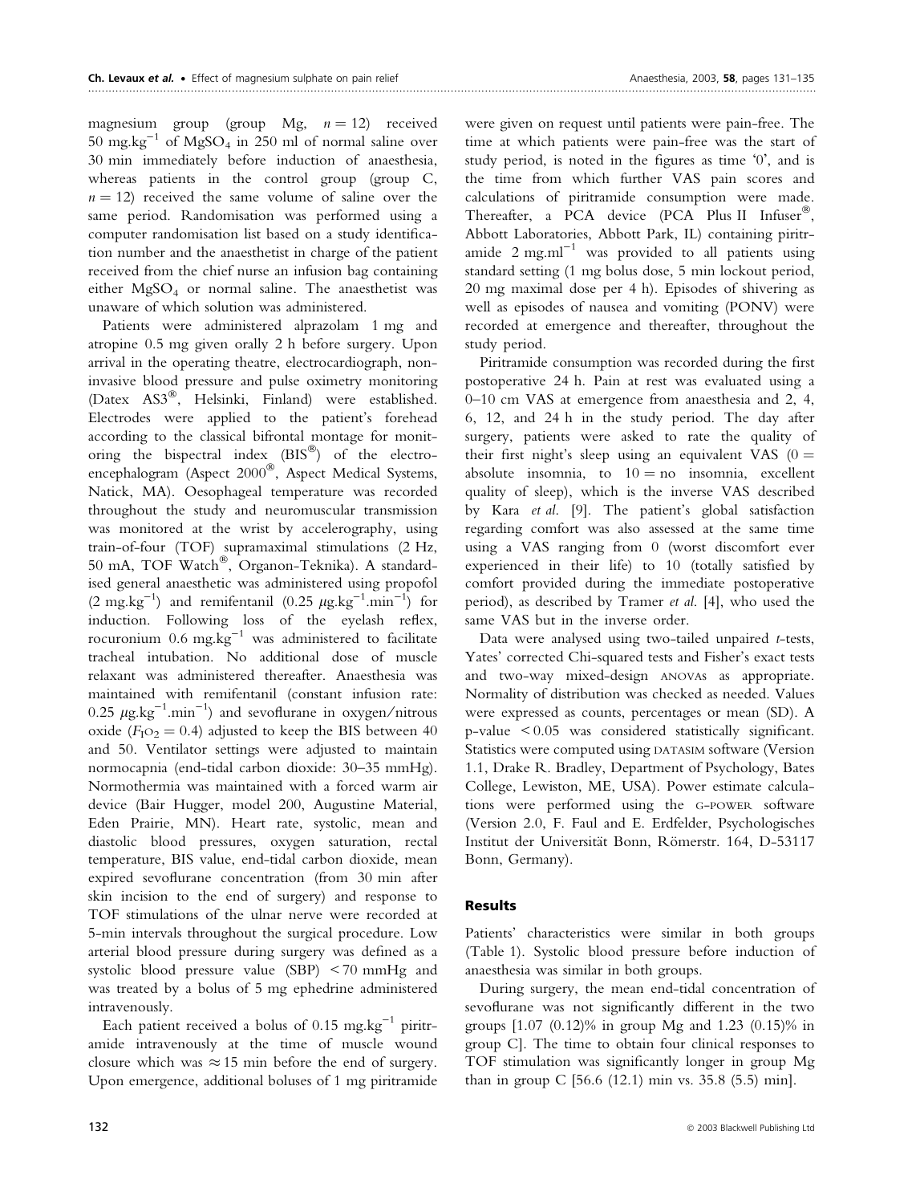magnesium group (group Mg, $n = 12$) received 50 $mg.kg^{-1}$ of $MgSO_4$ in 250 ml of normal saline over 30 min immediately before induction of anaesthesia, whereas patients in the control group (group C, $n = 12$) received the same volume of saline over the same period. Randomisation was performed using a computer randomisation list based on a study identification number and the anaesthetist in charge of the patient received from the chief nurse an infusion bag containing either $MgSO_4$ or normal saline. The anaesthetist was unaware of which solution was administered.

Patients were administered alprazolam 1 mg and atropine 0.5 mg given orally 2 h before surgery. Upon arrival in the operating theatre, electrocardiograph, non-invasive blood pressure and pulse oximetry monitoring (Datex AS3®, Helsinki, Finland) were established. Electrodes were applied to the patient's forehead according to the classical bifrontal montage for monitoring the bispectral index (BIS®) of the electroencephalogram (Aspect 2000®, Aspect Medical Systems, Natick, MA). Oesophageal temperature was recorded throughout the study and neuromuscular transmission was monitored at the wrist by accelerography, using train-of-four (TOF) supramaximal stimulations (2 Hz, 50 mA, TOF Watch®, Organon-Teknika). A standardised general anaesthetic was administered using propofol (2 $mg.kg^{-1}$) and remifentanil (0.25 $\mu g.kg^{-1}.min^{-1}$) for induction. Following loss of the eyelash reflex, rocuronium 0.6 $mg.kg^{-1}$ was administered to facilitate tracheal intubation. No additional dose of muscle relaxant was administered thereafter. Anaesthesia was maintained with remifentanil (constant infusion rate: 0.25 $\mu g.kg^{-1}.min^{-1}$) and sevoflurane in oxygen/nitrous oxide ($F_IO_2 = 0.4$) adjusted to keep the BIS between 40 and 50. Ventilator settings were adjusted to maintain normocapnia (end-tidal carbon dioxide: 30–35 mmHg). Normothermia was maintained with a forced warm air device (Bair Hugger, model 200, Augustine Material, Eden Prairie, MN). Heart rate, systolic, mean and diastolic blood pressures, oxygen saturation, rectal temperature, BIS value, end-tidal carbon dioxide, mean expired sevoflurane concentration (from 30 min after skin incision to the end of surgery) and response to TOF stimulations of the ulnar nerve were recorded at 5-min intervals throughout the surgical procedure. Low arterial blood pressure during surgery was defined as a systolic blood pressure value (SBP) < 70 mmHg and was treated by a bolus of 5 mg ephedrine administered intravenously.

Each patient received a bolus of 0.15 $mg.kg^{-1}$ piritramide intravenously at the time of muscle wound closure which was ≈ 15 min before the end of surgery. Upon emergence, additional boluses of 1 mg piritramide were given on request until patients were pain-free. The time at which patients were pain-free was the start of study period, is noted in the figures as time '0', and is the time from which further VAS pain scores and calculations of piritramide consumption were made. Thereafter, a PCA device (PCA Plus II Infuser®, Abbott Laboratories, Abbott Park, IL) containing piritramide 2 $mg.ml^{-1}$ was provided to all patients using standard setting (1 mg bolus dose, 5 min lockout period, 20 mg maximal dose per 4 h). Episodes of shivering as well as episodes of nausea and vomiting (PONV) were recorded at emergence and thereafter, throughout the study period.

Piritramide consumption was recorded during the first postoperative 24 h. Pain at rest was evaluated using a 0–10 cm VAS at emergence from anaesthesia and 2, 4, 6, 12, and 24 h in the study period. The day after surgery, patients were asked to rate the quality of their first night's sleep using an equivalent VAS (0 = absolute insomnia, to 10 = no insomnia, excellent quality of sleep), which is the inverse VAS described by Kara *et al.* [9]. The patient's global satisfaction regarding comfort was also assessed at the same time using a VAS ranging from 0 (worst discomfort ever experienced in their life) to 10 (totally satisfied by comfort provided during the immediate postoperative period), as described by Tramer *et al.* [4], who used the same VAS but in the inverse order.

Data were analysed using two-tailed unpaired *t*-tests, Yates' corrected Chi-squared tests and Fisher's exact tests and two-way mixed-design ANOVAS as appropriate. Normality of distribution was checked as needed. Values were expressed as counts, percentages or mean (SD). A p-value < 0.05 was considered statistically significant. Statistics were computed using DATASIM software (Version 1.1, Drake R. Bradley, Department of Psychology, Bates College, Lewiston, ME, USA). Power estimate calculations were performed using the G-POWER software (Version 2.0, F. Faul and E. Erdfelder, Psychologisches Institut der Universität Bonn, Römerstr. 164, D-53117 Bonn, Germany).

## Results

Patients' characteristics were similar in both groups (Table 1). Systolic blood pressure before induction of anaesthesia was similar in both groups.

During surgery, the mean end-tidal concentration of sevoflurane was not significantly different in the two groups [1.07 (0.12)% in group Mg and 1.23 (0.15)% in group C]. The time to obtain four clinical responses to TOF stimulation was significantly longer in group Mg than in group C [56.6 (12.1) min vs. 35.8 (5.5) min].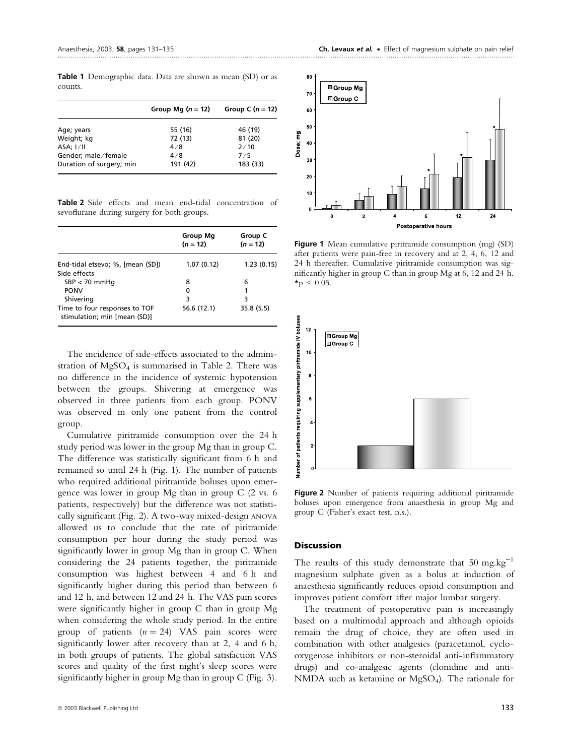**Table 1** Demographic data. Data are shown as mean (SD) or as counts.

| | Group Mg ($n = 12$) | Group C ($n = 12$) |
|---|---|---|
| Age; years | 55 (16) | 46 (19) |
| Weight; kg | 72 (13) | 81 (20) |
| ASA; I/II | 4/8 | 2/10 |
| Gender; male/female | 4/8 | 7/5 |
| Duration of surgery; min | 191 (42) | 183 (33) |

**Table 2** Side effects and mean end-tidal concentration of sevoflurane during surgery for both groups.

| | Group Mg ($n = 12$) | Group C ($n = 12$) |
|---|---|---|
| End-tidal etsevo; %, [mean (SD)] | 1.07 (0.12) | 1.23 (0.15) |
| Side effects | | |
| SBP < 70 mmHg | 8 | 6 |
| PONV | 0 | 1 |
| Shivering | 3 | 3 |
| Time to four responses to TOF stimulation; min [mean (SD)] | 56.6 (12.1) | 35.8 (5.5) |

The incidence of side-effects associated to the administration of $MgSO_4$ is summarised in Table 2. There was no difference in the incidence of systemic hypotension between the groups. Shivering at emergence was observed in three patients from each group. PONV was observed in only one patient from the control group.

Cumulative piritramide consumption over the 24 h study period was lower in the group Mg than in group C. The difference was statistically significant from 6 h and remained so until 24 h (Fig. 1). The number of patients who required additional piritramide boluses upon emergence was lower in group Mg than in group C (2 vs. 6 patients, respectively) but the difference was not statistically significant (Fig. 2). A two-way mixed-design ANOVA allowed us to conclude that the rate of piritramide consumption per hour during the study period was significantly lower in group Mg than in group C. When considering the 24 patients together, the piritramide consumption was highest between 4 and 6 h and significantly higher during this period than between 6 and 12 h, and between 12 and 24 h. The VAS pain scores were significantly higher in group C than in group Mg when considering the whole study period. In the entire group of patients ($n = 24$) VAS pain scores were significantly lower after recovery than at 2, 4 and 6 h, in both groups of patients. The global satisfaction VAS scores and quality of the first night's sleep scores were significantly higher in group Mg than in group C (Fig. 3).

**Figure 1** Mean cumulative piritramide consumption (mg) (SD) after patients were pain-free in recovery and at 2, 4, 6, 12 and 24 h thereafter. Cumulative piritramide consumption was significantly higher in group C than in group Mg at 6, 12 and 24 h. *$p < 0.05$.

**Figure 2** Number of patients requiring additional piritramide boluses upon emergence from anaesthesia in group Mg and group C (Fisher's exact test, n.s.).

## Discussion

The results of this study demonstrate that 50 mg.kg$^{-1}$ magnesium sulphate given as a bolus at induction of anaesthesia significantly reduces opioid consumption and improves patient comfort after major lumbar surgery.

The treatment of postoperative pain is increasingly based on a multimodal approach and although opioids remain the drug of choice, they are often used in combination with other analgesics (paracetamol, cyclo-oxygenase inhibitors or non-steroidal anti-inflammatory drugs) and co-analgesic agents (clonidine and anti-NMDA such as ketamine or $MgSO_4$). The rationale for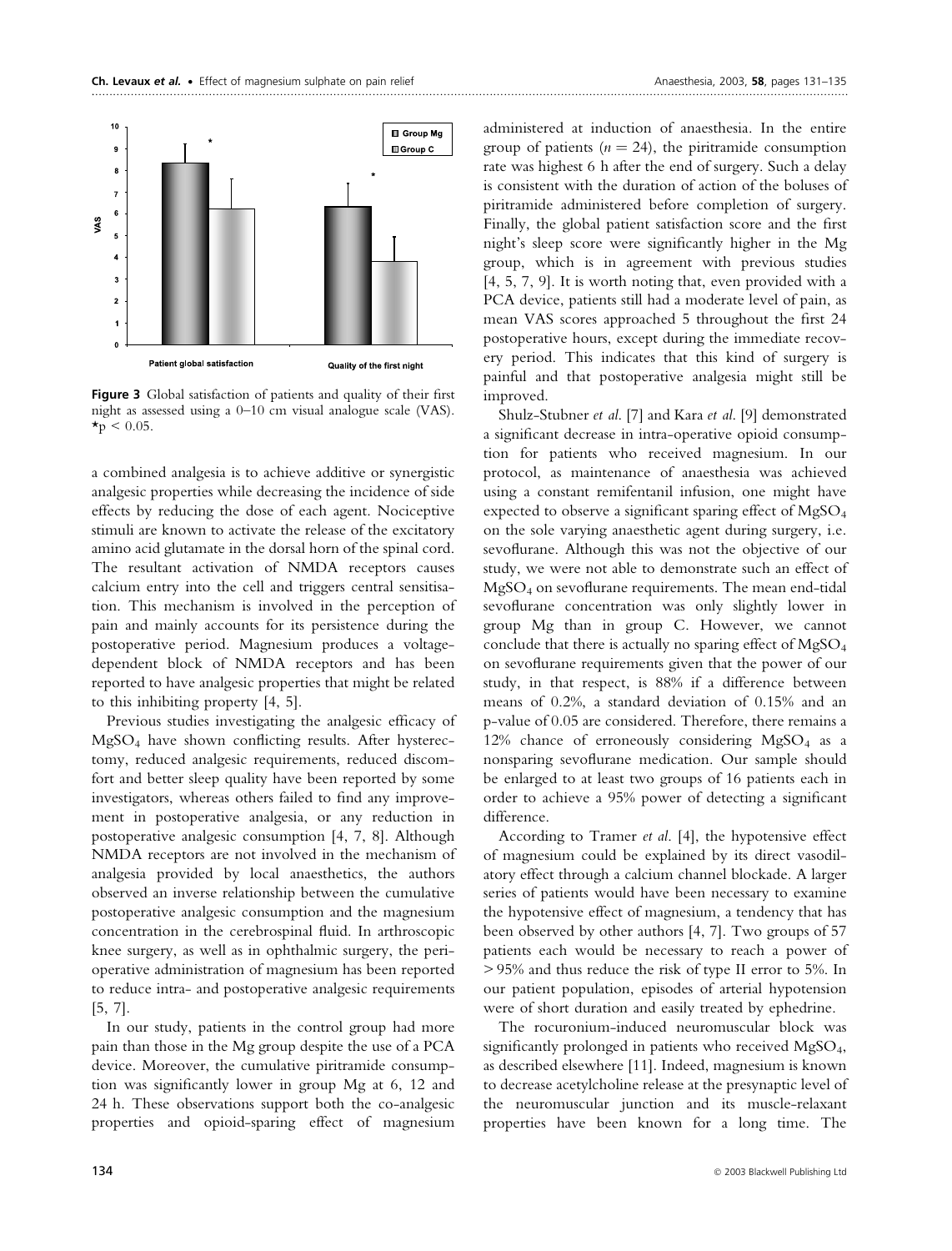Figure 3 Global satisfaction of patients and quality of their first night as assessed using a 0–10 cm visual analogue scale (VAS). *p < 0.05.

a combined analgesia is to achieve additive or synergistic analgesic properties while decreasing the incidence of side effects by reducing the dose of each agent. Nociceptive stimuli are known to activate the release of the excitatory amino acid glutamate in the dorsal horn of the spinal cord. The resultant activation of NMDA receptors causes calcium entry into the cell and triggers central sensitisation. This mechanism is involved in the perception of pain and mainly accounts for its persistence during the postoperative period. Magnesium produces a voltage-dependent block of NMDA receptors and has been reported to have analgesic properties that might be related to this inhibiting property [4, 5].

Previous studies investigating the analgesic efficacy of $MgSO_4$ have shown conflicting results. After hysterectomy, reduced analgesic requirements, reduced discomfort and better sleep quality have been reported by some investigators, whereas others failed to find any improvement in postoperative analgesia, or any reduction in postoperative analgesic consumption [4, 7, 8]. Although NMDA receptors are not involved in the mechanism of analgesia provided by local anaesthetics, the authors observed an inverse relationship between the cumulative postoperative analgesic consumption and the magnesium concentration in the cerebrospinal fluid. In arthroscopic knee surgery, as well as in ophthalmic surgery, the peri-operative administration of magnesium has been reported to reduce intra- and postoperative analgesic requirements [5, 7].

In our study, patients in the control group had more pain than those in the Mg group despite the use of a PCA device. Moreover, the cumulative piritramide consumption was significantly lower in group Mg at 6, 12 and 24 h. These observations support both the co-analgesic properties and opioid-sparing effect of magnesium administered at induction of anaesthesia. In the entire group of patients ($n = 24$), the piritramide consumption rate was highest 6 h after the end of surgery. Such a delay is consistent with the duration of action of the boluses of piritramide administered before completion of surgery. Finally, the global patient satisfaction score and the first night's sleep score were significantly higher in the Mg group, which is in agreement with previous studies [4, 5, 7, 9]. It is worth noting that, even provided with a PCA device, patients still had a moderate level of pain, as mean VAS scores approached 5 throughout the first 24 postoperative hours, except during the immediate recovery period. This indicates that this kind of surgery is painful and that postoperative analgesia might still be improved.

Shulz-Stubner *et al.* [7] and Kara *et al.* [9] demonstrated a significant decrease in intra-operative opioid consumption for patients who received magnesium. In our protocol, as maintenance of anaesthesia was achieved using a constant remifentanil infusion, one might have expected to observe a significant sparing effect of $MgSO_4$ on the sole varying anaesthetic agent during surgery, i.e. sevoflurane. Although this was not the objective of our study, we were not able to demonstrate such an effect of $MgSO_4$ on sevoflurane requirements. The mean end-tidal sevoflurane concentration was only slightly lower in group Mg than in group C. However, we cannot conclude that there is actually no sparing effect of $MgSO_4$ on sevoflurane requirements given that the power of our study, in that respect, is 88% if a difference between means of 0.2%, a standard deviation of 0.15% and an p-value of 0.05 are considered. Therefore, there remains a 12% chance of erroneously considering $MgSO_4$ as a nonsparing sevoflurane medication. Our sample should be enlarged to at least two groups of 16 patients each in order to achieve a 95% power of detecting a significant difference.

According to Tramer *et al.* [4], the hypotensive effect of magnesium could be explained by its direct vasodilatory effect through a calcium channel blockade. A larger series of patients would have been necessary to examine the hypotensive effect of magnesium, a tendency that has been observed by other authors [4, 7]. Two groups of 57 patients each would be necessary to reach a power of > 95% and thus reduce the risk of type II error to 5%. In our patient population, episodes of arterial hypotension were of short duration and easily treated by ephedrine.

The rocuronium-induced neuromuscular block was significantly prolonged in patients who received $MgSO_4$, as described elsewhere [11]. Indeed, magnesium is known to decrease acetylcholine release at the presynaptic level of the neuromuscular junction and its muscle-relaxant properties have been known for a long time. The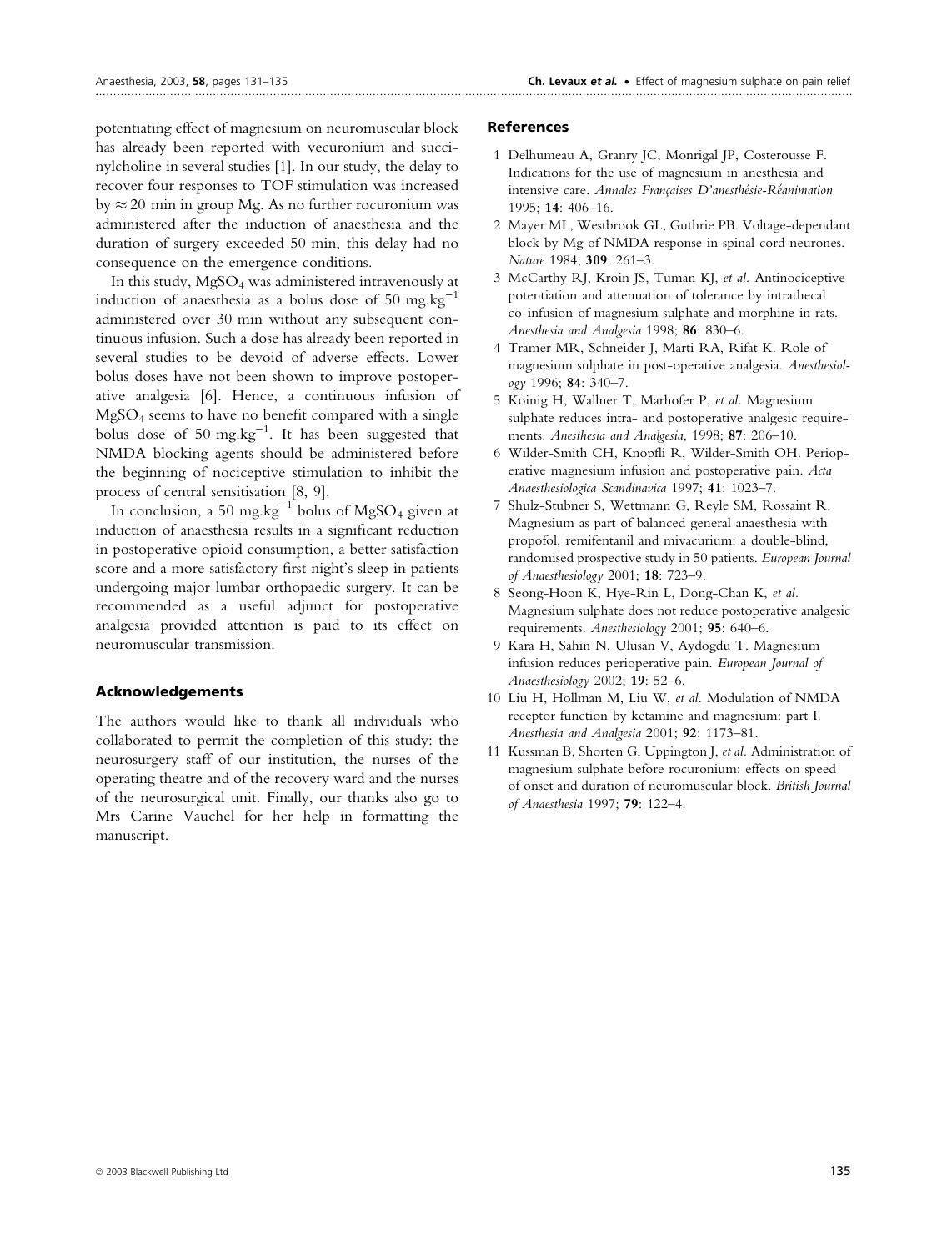potentiating effect of magnesium on neuromuscular block has already been reported with vecuronium and succinylcholine in several studies [1]. In our study, the delay to recover four responses to TOF stimulation was increased by ≈ 20 min in group Mg. As no further rocuronium was administered after the induction of anaesthesia and the duration of surgery exceeded 50 min, this delay had no consequence on the emergence conditions.

In this study, $MgSO_4$ was administered intravenously at induction of anaesthesia as a bolus dose of 50 $mg.kg^{-1}$ administered over 30 min without any subsequent continuous infusion. Such a dose has already been reported in several studies to be devoid of adverse effects. Lower bolus doses have not been shown to improve postoperative analgesia [6]. Hence, a continuous infusion of $MgSO_4$ seems to have no benefit compared with a single bolus dose of 50 $mg.kg^{-1}$. It has been suggested that NMDA blocking agents should be administered before the beginning of nociceptive stimulation to inhibit the process of central sensitisation [8, 9].

In conclusion, a 50 $mg.kg^{-1}$ bolus of $MgSO_4$ given at induction of anaesthesia results in a significant reduction in postoperative opioid consumption, a better satisfaction score and a more satisfactory first night's sleep in patients undergoing major lumbar orthopaedic surgery. It can be recommended as a useful adjunct for postoperative analgesia provided attention is paid to its effect on neuromuscular transmission.

## Acknowledgements

The authors would like to thank all individuals who collaborated to permit the completion of this study: the neurosurgery staff of our institution, the nurses of the operating theatre and of the recovery ward and the nurses of the neurosurgical unit. Finally, our thanks also go to Mrs Carine Vauchel for her help in formatting the manuscript.

## References

1. Delhumeau A, Granry JC, Monrigal JP, Costerousse F. Indications for the use of magnesium in anesthesia and intensive care. *Annales Françaises D'anesthésie-Réanimation* 1995; **14**: 406–16.
2. Mayer ML, Westbrook GL, Guthrie PB. Voltage-dependant block by Mg of NMDA response in spinal cord neurones. *Nature* 1984; **309**: 261–3.
3. McCarthy RJ, Kroin JS, Tuman KJ, *et al.* Antinociceptive potentiation and attenuation of tolerance by intrathecal co-infusion of magnesium sulphate and morphine in rats. *Anesthesia and Analgesia* 1998; **86**: 830–6.
4. Tramer MR, Schneider J, Marti RA, Rifat K. Role of magnesium sulphate in post-operative analgesia. *Anesthesiology* 1996; **84**: 340–7.
5. Koinig H, Wallner T, Marhofer P, *et al.* Magnesium sulphate reduces intra- and postoperative analgesic requirements. *Anesthesia and Analgesia*, 1998; **87**: 206–10.
6. Wilder-Smith CH, Knopfli R, Wilder-Smith OH. Perioperative magnesium infusion and postoperative pain. *Acta Anaesthesiologica Scandinavica* 1997; **41**: 1023–7.
7. Shulz-Stubner S, Wettmann G, Reyle SM, Rossaint R. Magnesium as part of balanced general anaesthesia with propofol, remifentanil and mivacurium: a double-blind, randomised prospective study in 50 patients. *European Journal of Anaesthesiology* 2001; **18**: 723–9.
8. Seong-Hoon K, Hye-Rin L, Dong-Chan K, *et al.* Magnesium sulphate does not reduce postoperative analgesic requirements. *Anesthesiology* 2001; **95**: 640–6.
9. Kara H, Sahin N, Ulusan V, Aydogdu T. Magnesium infusion reduces perioperative pain. *European Journal of Anaesthesiology* 2002; **19**: 52–6.
10. Liu H, Hollman M, Liu W, *et al.* Modulation of NMDA receptor function by ketamine and magnesium: part I. *Anesthesia and Analgesia* 2001; **92**: 1173–81.
11. Kussman B, Shorten G, Uppington J, *et al.* Administration of magnesium sulphate before rocuronium: effects on speed of onset and duration of neuromuscular block. *British Journal of Anaesthesia* 1997; **79**: 122–4.